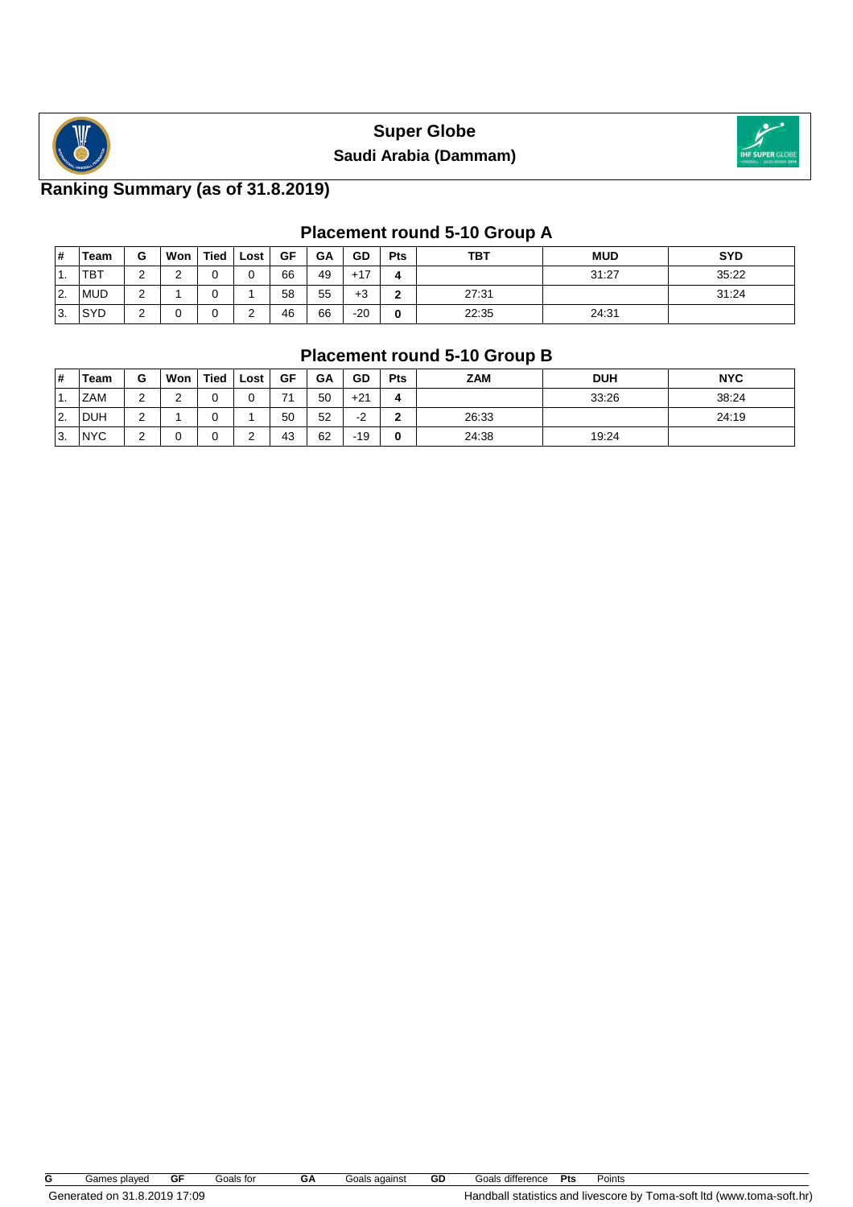# Super Globe

## Saudi Arabia (Dammam)

## Ranking Summary (as of 31.8.2019)

### Placement round 5-10 Group A

| # | Team | G | Won | Tied | Lost | GF | GA | GD | Pts | TBT | MUD | SYD |
|---|---|---|---|---|---|---|---|---|---|---|---|---|
| 1. | TBT | 2 | 2 | 0 | 0 | 66 | 49 | +17 | **4** | | 31:27 | 35:22 |
| 2. | MUD | 2 | 1 | 0 | 1 | 58 | 55 | +3 | **2** | 27:31 | | 31:24 |
| 3. | SYD | 2 | 0 | 0 | 2 | 46 | 66 | -20 | **0** | 22:35 | 24:31 | |

### Placement round 5-10 Group B

| # | Team | G | Won | Tied | Lost | GF | GA | GD | Pts | ZAM | DUH | NYC |
|---|---|---|---|---|---|---|---|---|---|---|---|---|
| 1. | ZAM | 2 | 2 | 0 | 0 | 71 | 50 | +21 | **4** | | 33:26 | 38:24 |
| 2. | DUH | 2 | 1 | 0 | 1 | 50 | 52 | -2 | **2** | 26:33 | | 24:19 |
| 3. | NYC | 2 | 0 | 0 | 2 | 43 | 62 | -19 | **0** | 24:38 | 19:24 | |

**G** Games played **GF** Goals for **GA** Goals against **GD** Goals difference **Pts** Points

Generated on 31.8.2019 17:09

Handball statistics and livescore by Toma-soft ltd (www.toma-soft.hr)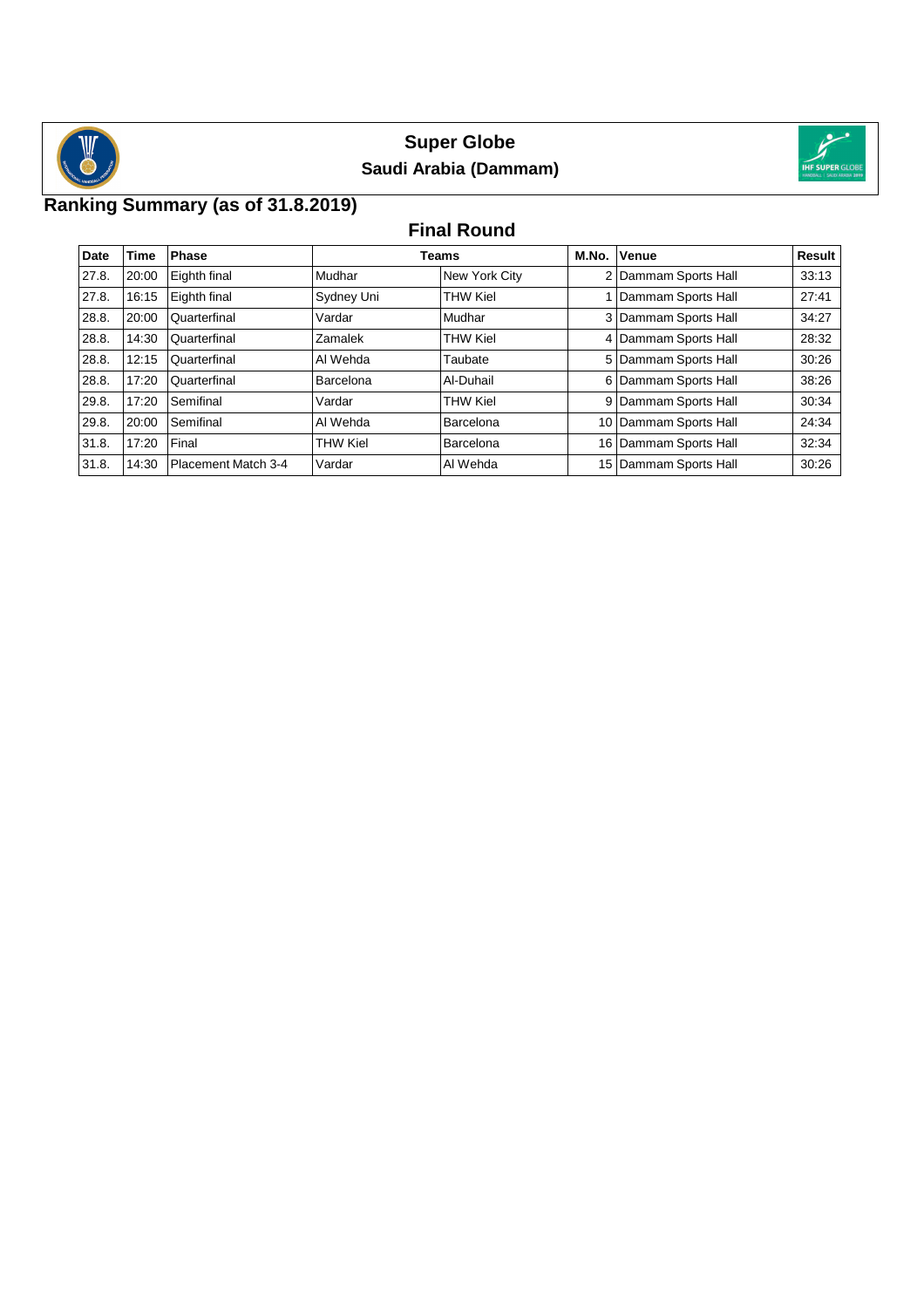# Super Globe

## Saudi Arabia (Dammam)

## Ranking Summary (as of 31.8.2019)

### Final Round

| Date | Time | Phase | Teams | | M.No. | Venue | Result |
|---|---|---|---|---|---|---|---|
| 27.8. | 20:00 | Eighth final | Mudhar | New York City | 2 | Dammam Sports Hall | 33:13 |
| 27.8. | 16:15 | Eighth final | Sydney Uni | THW Kiel | 1 | Dammam Sports Hall | 27:41 |
| 28.8. | 20:00 | Quarterfinal | Vardar | Mudhar | 3 | Dammam Sports Hall | 34:27 |
| 28.8. | 14:30 | Quarterfinal | Zamalek | THW Kiel | 4 | Dammam Sports Hall | 28:32 |
| 28.8. | 12:15 | Quarterfinal | Al Wehda | Taubate | 5 | Dammam Sports Hall | 30:26 |
| 28.8. | 17:20 | Quarterfinal | Barcelona | Al-Duhail | 6 | Dammam Sports Hall | 38:26 |
| 29.8. | 17:20 | Semifinal | Vardar | THW Kiel | 9 | Dammam Sports Hall | 30:34 |
| 29.8. | 20:00 | Semifinal | Al Wehda | Barcelona | 10 | Dammam Sports Hall | 24:34 |
| 31.8. | 17:20 | Final | THW Kiel | Barcelona | 16 | Dammam Sports Hall | 32:34 |
| 31.8. | 14:30 | Placement Match 3-4 | Vardar | Al Wehda | 15 | Dammam Sports Hall | 30:26 |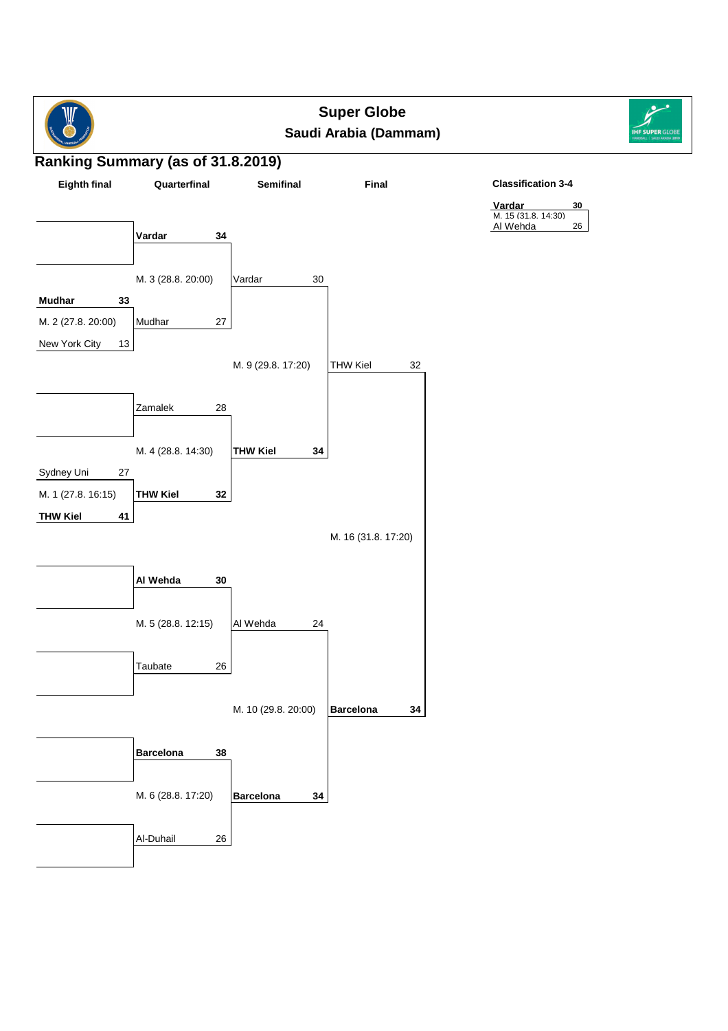# Super Globe

## Saudi Arabia (Dammam)

## Ranking Summary (as of 31.8.2019)

### Eighth final

| Match | Team 1 | Score | Team 2 | Score |
|---|---|---|---|---|
| M. 2 (27.8. 20:00) | **Mudhar** | **33** | New York City | 13 |
| M. 1 (27.8. 16:15) | Sydney Uni | 27 | **THW Kiel** | **41** |

### Quarterfinal

| Match | Team 1 | Score | Team 2 | Score |
|---|---|---|---|---|
| M. 3 (28.8. 20:00) | **Vardar** | **34** | Mudhar | 27 |
| M. 4 (28.8. 14:30) | Zamalek | 28 | **THW Kiel** | **32** |
| M. 5 (28.8. 12:15) | **Al Wehda** | **30** | Taubate | 26 |
| M. 6 (28.8. 17:20) | **Barcelona** | **38** | Al-Duhail | 26 |

### Semifinal

| Match | Team 1 | Score | Team 2 | Score |
|---|---|---|---|---|
| M. 9 (29.8. 17:20) | Vardar | 30 | **THW Kiel** | **34** |
| M. 10 (29.8. 20:00) | Al Wehda | 24 | **Barcelona** | **34** |

### Final

| Match | Team 1 | Score | Team 2 | Score |
|---|---|---|---|---|
| M. 16 (31.8. 17:20) | THW Kiel | 32 | **Barcelona** | **34** |

### Classification 3-4

| Match | Team 1 | Score | Team 2 | Score |
|---|---|---|---|---|
| M. 15 (31.8. 14:30) | **Vardar** | **30** | Al Wehda | 26 |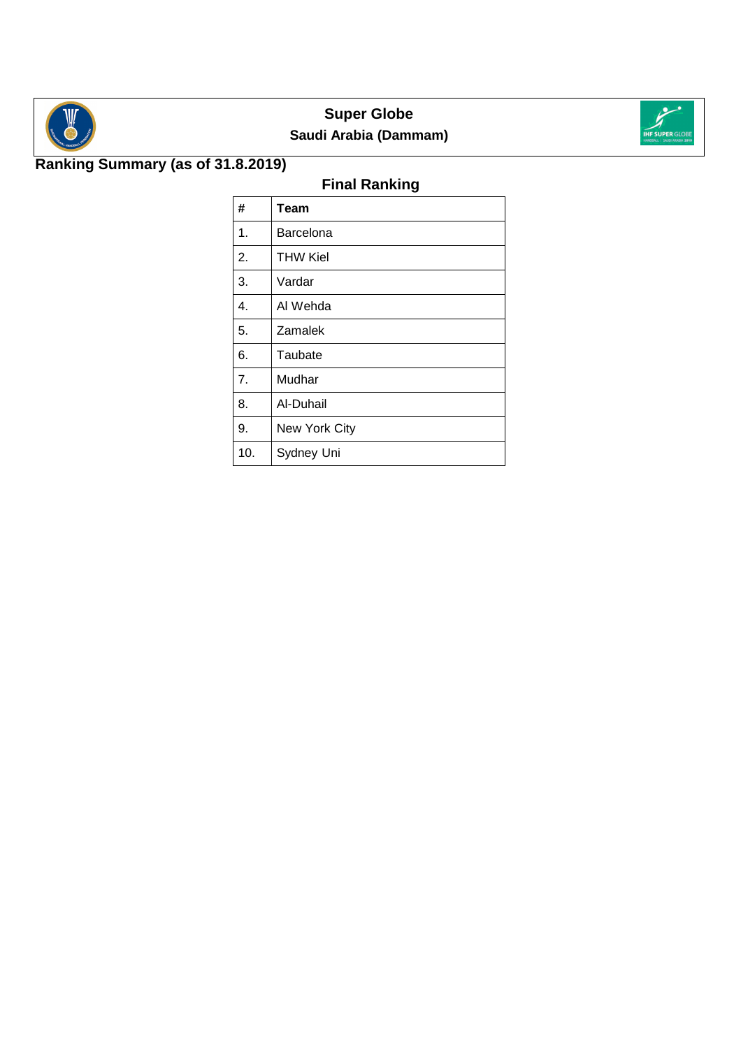# Super Globe

## Saudi Arabia (Dammam)

**Ranking Summary (as of 31.8.2019)**

### Final Ranking

| # | Team |
|---|---|
| 1. | Barcelona |
| 2. | THW Kiel |
| 3. | Vardar |
| 4. | Al Wehda |
| 5. | Zamalek |
| 6. | Taubate |
| 7. | Mudhar |
| 8. | Al-Duhail |
| 9. | New York City |
| 10. | Sydney Uni |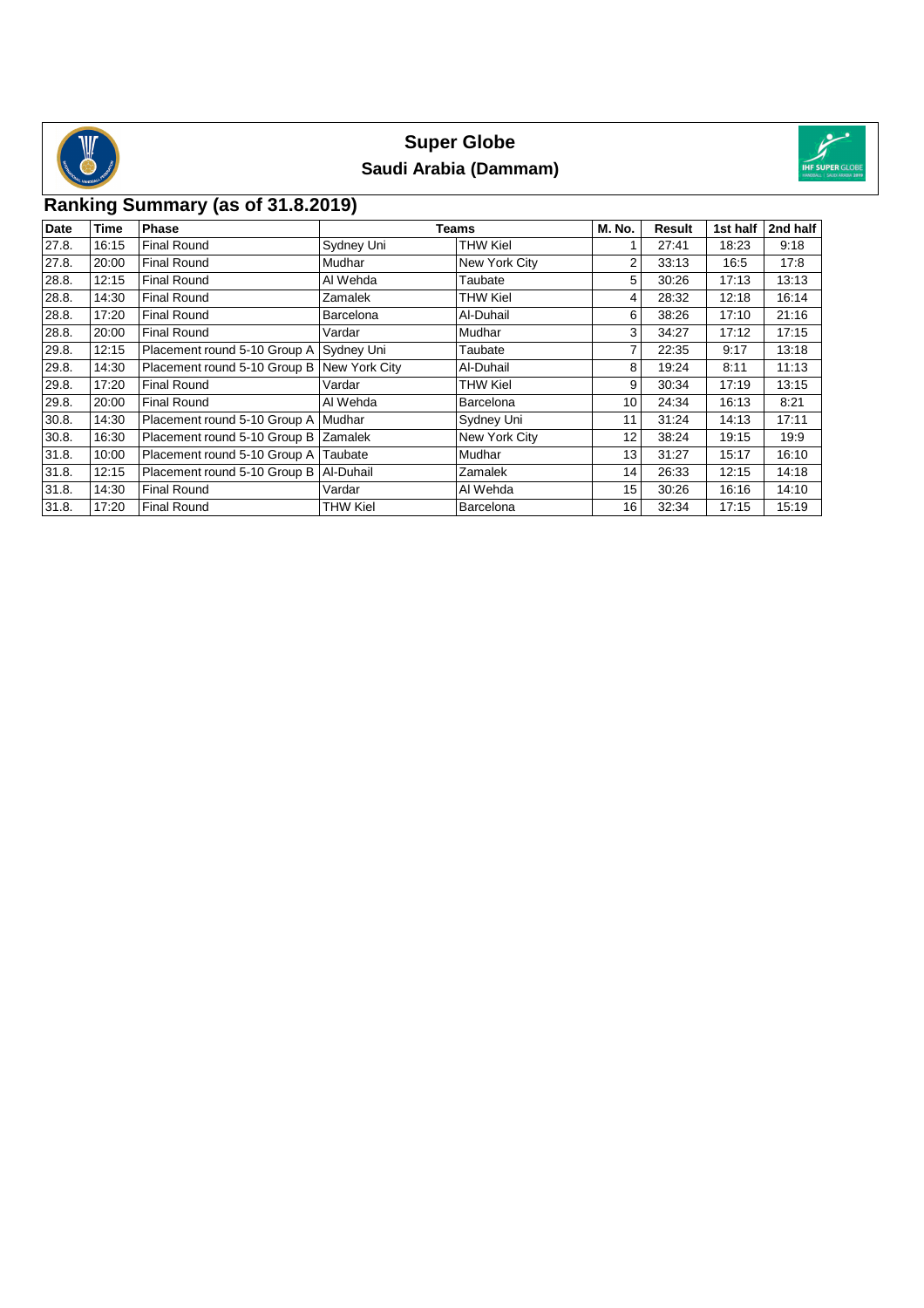# Super Globe

## Saudi Arabia (Dammam)

## Ranking Summary (as of 31.8.2019)

| Date | Time | Phase | Teams | | M. No. | Result | 1st half | 2nd half |
|---|---|---|---|---|---|---|---|---|
| 27.8. | 16:15 | Final Round | Sydney Uni | THW Kiel | 1 | 27:41 | 18:23 | 9:18 |
| 27.8. | 20:00 | Final Round | Mudhar | New York City | 2 | 33:13 | 16:5 | 17:8 |
| 28.8. | 12:15 | Final Round | Al Wehda | Taubate | 5 | 30:26 | 17:13 | 13:13 |
| 28.8. | 14:30 | Final Round | Zamalek | THW Kiel | 4 | 28:32 | 12:18 | 16:14 |
| 28.8. | 17:20 | Final Round | Barcelona | Al-Duhail | 6 | 38:26 | 17:10 | 21:16 |
| 28.8. | 20:00 | Final Round | Vardar | Mudhar | 3 | 34:27 | 17:12 | 17:15 |
| 29.8. | 12:15 | Placement round 5-10 Group A | Sydney Uni | Taubate | 7 | 22:35 | 9:17 | 13:18 |
| 29.8. | 14:30 | Placement round 5-10 Group B | New York City | Al-Duhail | 8 | 19:24 | 8:11 | 11:13 |
| 29.8. | 17:20 | Final Round | Vardar | THW Kiel | 9 | 30:34 | 17:19 | 13:15 |
| 29.8. | 20:00 | Final Round | Al Wehda | Barcelona | 10 | 24:34 | 16:13 | 8:21 |
| 30.8. | 14:30 | Placement round 5-10 Group A | Mudhar | Sydney Uni | 11 | 31:24 | 14:13 | 17:11 |
| 30.8. | 16:30 | Placement round 5-10 Group B | Zamalek | New York City | 12 | 38:24 | 19:15 | 19:9 |
| 31.8. | 10:00 | Placement round 5-10 Group A | Taubate | Mudhar | 13 | 31:27 | 15:17 | 16:10 |
| 31.8. | 12:15 | Placement round 5-10 Group B | Al-Duhail | Zamalek | 14 | 26:33 | 12:15 | 14:18 |
| 31.8. | 14:30 | Final Round | Vardar | Al Wehda | 15 | 30:26 | 16:16 | 14:10 |
| 31.8. | 17:20 | Final Round | THW Kiel | Barcelona | 16 | 32:34 | 17:15 | 15:19 |